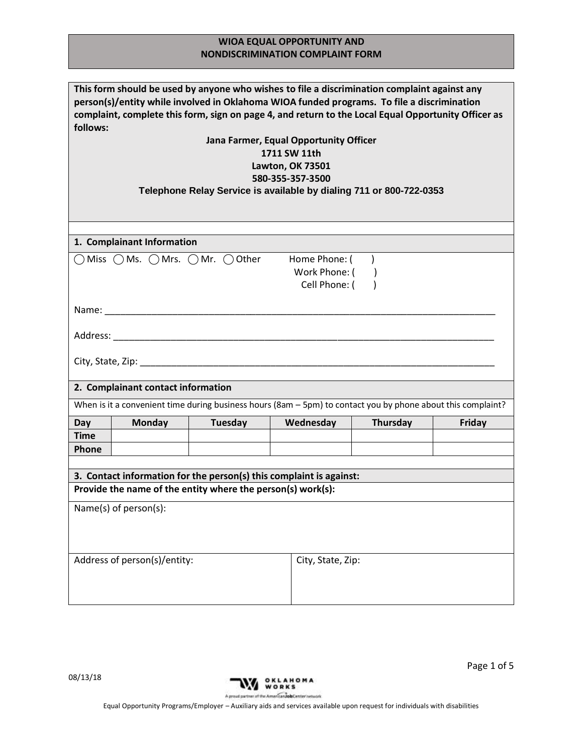# WIOA EQUAL OPPORTUNITY AND NONDISCRIMINATION COMPLAINT FORM

**This form should be used by anyone who wishes to file a discrimination complaint against any person(s)/entity while involved in Oklahoma WIOA funded programs. To file a discrimination complaint, complete this form, sign on page 4, and return to the Local Equal Opportunity Officer as follows:**

**Jana Farmer, Equal Opportunity Officer**
**1711 SW 11th**
**Lawton, OK 73501**
**580-355-357-3500**
**Telephone Relay Service is available by dialing 711 or 800-722-0353**

## 1. Complainant Information

◯ Miss ◯ Ms. ◯ Mrs. ◯ Mr. ◯ Other

Home Phone: ( )
Work Phone: ( )
Cell Phone: ( )

Name: ______________________________________________________________________________

Address: ____________________________________________________________________________

City, State, Zip: _______________________________________________________________________

## 2. Complainant contact information

When is it a convenient time during business hours (8am – 5pm) to contact you by phone about this complaint?

| Day | Monday | Tuesday | Wednesday | Thursday | Friday |
|---|---|---|---|---|---|
| Time | | | | | |
| Phone | | | | | |

## 3. Contact information for the person(s) this complaint is against:

**Provide the name of the entity where the person(s) work(s):**

Name(s) of person(s):

| Address of person(s)/entity: | City, State, Zip: |
|---|---|
| | |

08/13/18

Equal Opportunity Programs/Employer – Auxiliary aids and services available upon request for individuals with disabilities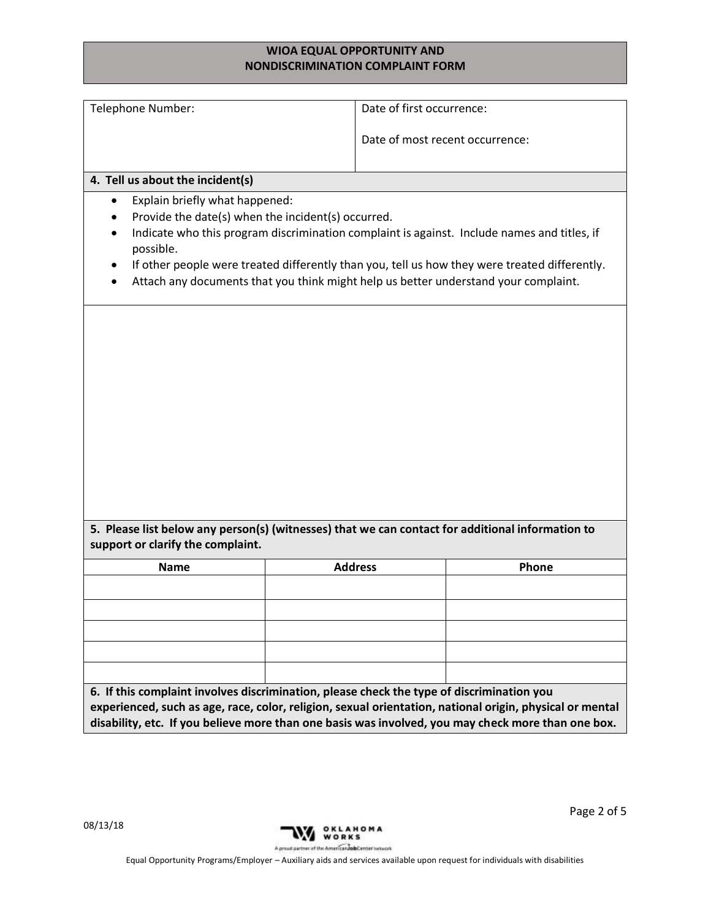# WIOA EQUAL OPPORTUNITY AND NONDISCRIMINATION COMPLAINT FORM

| Telephone Number: | Date of first occurrence:<br><br>Date of most recent occurrence: |
|---|---|

**4. Tell us about the incident(s)**

- Explain briefly what happened:
- Provide the date(s) when the incident(s) occurred.
- Indicate who this program discrimination complaint is against. Include names and titles, if possible.
- If other people were treated differently than you, tell us how they were treated differently.
- Attach any documents that you think might help us better understand your complaint.

**5. Please list below any person(s) (witnesses) that we can contact for additional information to support or clarify the complaint.**

| Name | Address | Phone |
|---|---|---|
| | | |
| | | |
| | | |
| | | |
| | | |

**6. If this complaint involves discrimination, please check the type of discrimination you experienced, such as age, race, color, religion, sexual orientation, national origin, physical or mental disability, etc. If you believe more than one basis was involved, you may check more than one box.**

08/13/18

OKLAHOMA WORKS

A proud partner of the AmericanJobCenter network

Equal Opportunity Programs/Employer – Auxiliary aids and services available upon request for individuals with disabilities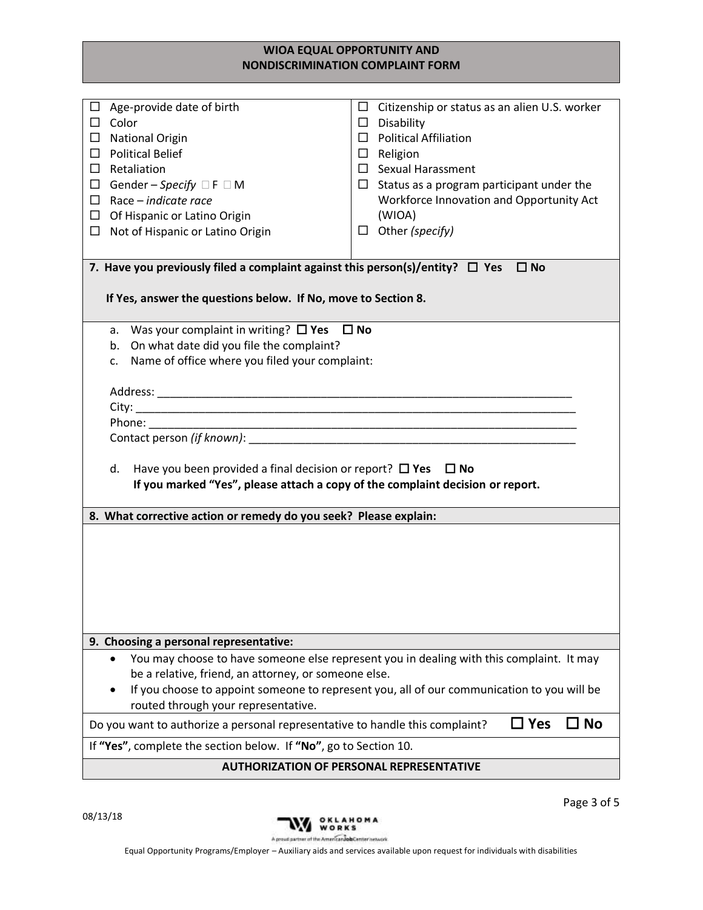## WIOA EQUAL OPPORTUNITY AND NONDISCRIMINATION COMPLAINT FORM

| | |
|---|---|
| ☐ Age-provide date of birth | ☐ Citizenship or status as an alien U.S. worker |
| ☐ Color | ☐ Disability |
| ☐ National Origin | ☐ Political Affiliation |
| ☐ Political Belief | ☐ Religion |
| ☐ Retaliation | ☐ Sexual Harassment |
| ☐ Gender – *Specify* ☐ F ☐ M | ☐ Status as a program participant under the Workforce Innovation and Opportunity Act (WIOA) |
| ☐ Race – *indicate race* | ☐ Other *(specify)* |
| ☐ Of Hispanic or Latino Origin | |
| ☐ Not of Hispanic or Latino Origin | |

**7. Have you previously filed a complaint against this person(s)/entity? ☐ Yes ☐ No**

**If Yes, answer the questions below. If No, move to Section 8.**

a. Was your complaint in writing? **☐ Yes ☐ No**

b. On what date did you file the complaint?

c. Name of office where you filed your complaint:

Address: ____________________________________________________________________

City: ______________________________________________________________________

Phone: _____________________________________________________________________

Contact person *(if known)*: ____________________________________________________

d. Have you been provided a final decision or report? **☐ Yes ☐ No**
**If you marked "Yes", please attach a copy of the complaint decision or report.**

**8. What corrective action or remedy do you seek? Please explain:**

**9. Choosing a personal representative:**

- You may choose to have someone else represent you in dealing with this complaint. It may be a relative, friend, an attorney, or someone else.
- If you choose to appoint someone to represent you, all of our communication to you will be routed through your representative.

Do you want to authorize a personal representative to handle this complaint? **☐ Yes ☐ No**

If **"Yes"**, complete the section below. If **"No"**, go to Section 10.

**AUTHORIZATION OF PERSONAL REPRESENTATIVE**

08/13/18

Equal Opportunity Programs/Employer – Auxiliary aids and services available upon request for individuals with disabilities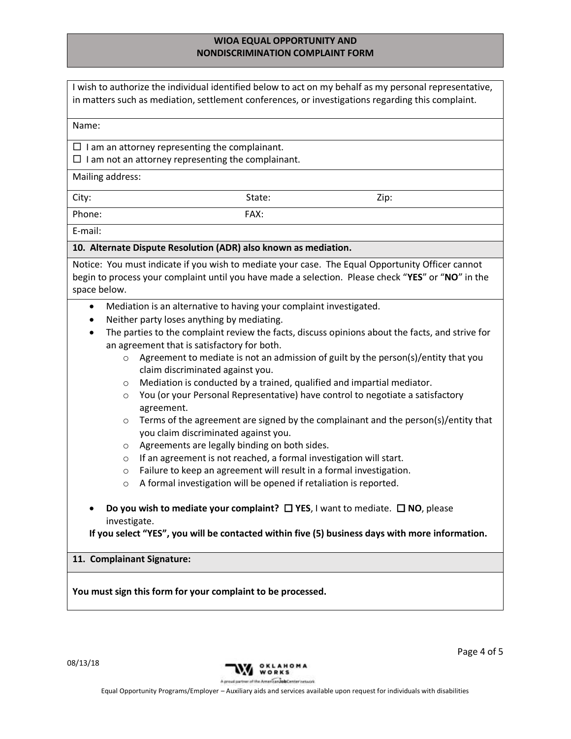**WIOA EQUAL OPPORTUNITY AND NONDISCRIMINATION COMPLAINT FORM**

I wish to authorize the individual identified below to act on my behalf as my personal representative, in matters such as mediation, settlement conferences, or investigations regarding this complaint.

Name:

☐ I am an attorney representing the complainant.
☐ I am not an attorney representing the complainant.

Mailing address:

City: State: Zip:

Phone: FAX:

E-mail:

**10. Alternate Dispute Resolution (ADR) also known as mediation.**

Notice: You must indicate if you wish to mediate your case. The Equal Opportunity Officer cannot begin to process your complaint until you have made a selection. Please check "**YES**" or "**NO**" in the space below.

- Mediation is an alternative to having your complaint investigated.
- Neither party loses anything by mediating.
- The parties to the complaint review the facts, discuss opinions about the facts, and strive for an agreement that is satisfactory for both.
  - Agreement to mediate is not an admission of guilt by the person(s)/entity that you claim discriminated against you.
  - Mediation is conducted by a trained, qualified and impartial mediator.
  - You (or your Personal Representative) have control to negotiate a satisfactory agreement.
  - Terms of the agreement are signed by the complainant and the person(s)/entity that you claim discriminated against you.
  - Agreements are legally binding on both sides.
  - If an agreement is not reached, a formal investigation will start.
  - Failure to keep an agreement will result in a formal investigation.
  - A formal investigation will be opened if retaliation is reported.

- **Do you wish to mediate your complaint?** ☐ **YES**, I want to mediate. ☐ **NO**, please investigate.

**If you select "YES", you will be contacted within five (5) business days with more information.**

**11. Complainant Signature:**

**You must sign this form for your complaint to be processed.**

08/13/18

Equal Opportunity Programs/Employer – Auxiliary aids and services available upon request for individuals with disabilities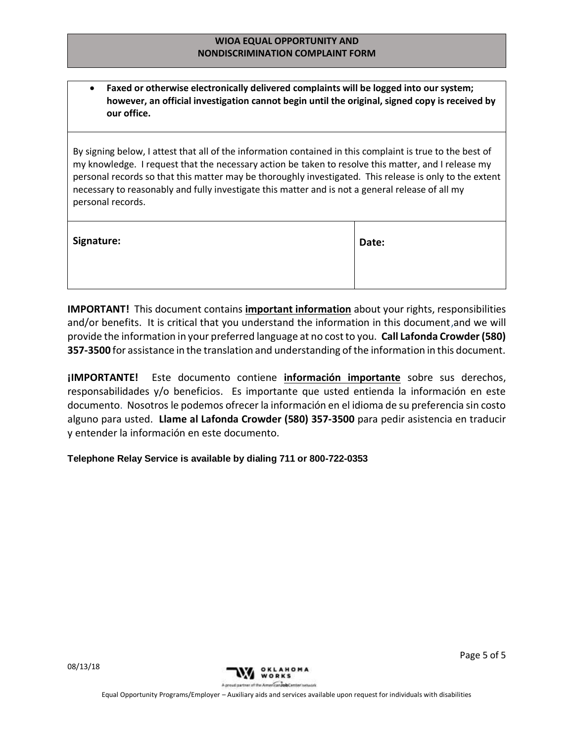**WIOA EQUAL OPPORTUNITY AND NONDISCRIMINATION COMPLAINT FORM**

- **Faxed or otherwise electronically delivered complaints will be logged into our system; however, an official investigation cannot begin until the original, signed copy is received by our office.**

By signing below, I attest that all of the information contained in this complaint is true to the best of my knowledge. I request that the necessary action be taken to resolve this matter, and I release my personal records so that this matter may be thoroughly investigated. This release is only to the extent necessary to reasonably and fully investigate this matter and is not a general release of all my personal records.

| | |
|---|---|
| **Signature:** | **Date:** |

**IMPORTANT!** This document contains **important information** about your rights, responsibilities and/or benefits. It is critical that you understand the information in this document, and we will provide the information in your preferred language at no cost to you. **Call Lafonda Crowder (580) 357-3500** for assistance in the translation and understanding of the information in this document.

**¡IMPORTANTE!** Este documento contiene **información importante** sobre sus derechos, responsabilidades y/o beneficios. Es importante que usted entienda la información en este documento. Nosotros le podemos ofrecer la información en el idioma de su preferencia sin costo alguno para usted. **Llame al Lafonda Crowder (580) 357-3500** para pedir asistencia en traducir y entender la información en este documento.

**Telephone Relay Service is available by dialing 711 or 800-722-0353**

08/13/18

OKLAHOMA WORKS

A proud partner of the AmericanJobCenter network

Equal Opportunity Programs/Employer – Auxiliary aids and services available upon request for individuals with disabilities